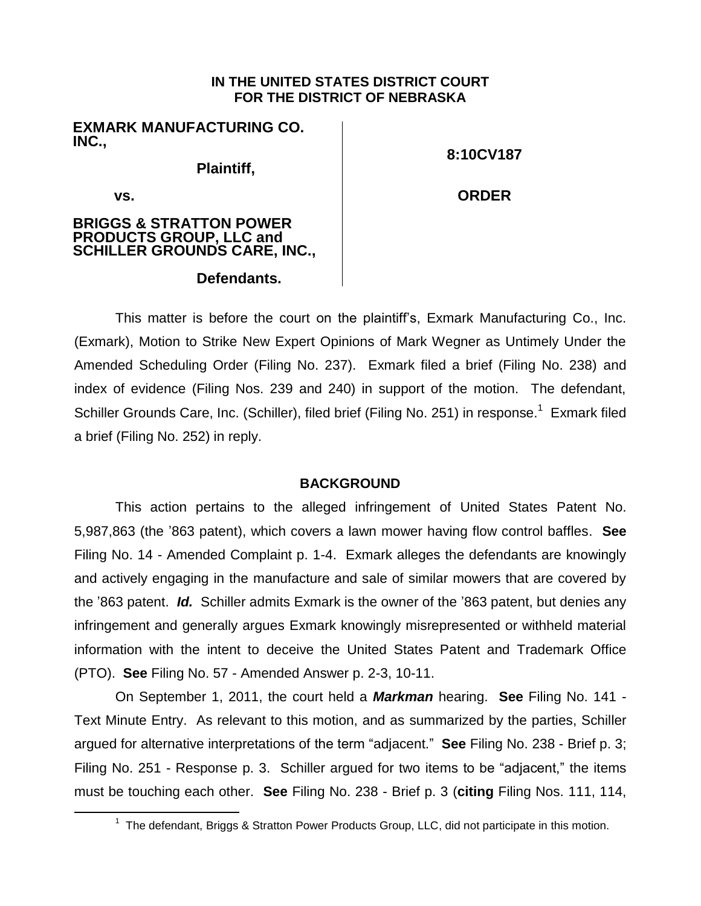**IN THE UNITED STATES DISTRICT COURT**
**FOR THE DISTRICT OF NEBRASKA**

| | |
|---|---|
| **EXMARK MANUFACTURING CO. INC.,** | **8:10CV187** |
| **Plaintiff,** | |
| **vs.** | **ORDER** |
| **BRIGGS & STRATTON POWER PRODUCTS GROUP, LLC and SCHILLER GROUNDS CARE, INC.,** | |
| **Defendants.** | |

This matter is before the court on the plaintiff's, Exmark Manufacturing Co., Inc. (Exmark), Motion to Strike New Expert Opinions of Mark Wegner as Untimely Under the Amended Scheduling Order (Filing No. 237). Exmark filed a brief (Filing No. 238) and index of evidence (Filing Nos. 239 and 240) in support of the motion. The defendant, Schiller Grounds Care, Inc. (Schiller), filed brief (Filing No. 251) in response.[1] Exmark filed a brief (Filing No. 252) in reply.

## BACKGROUND

This action pertains to the alleged infringement of United States Patent No. 5,987,863 (the '863 patent), which covers a lawn mower having flow control baffles. **See** Filing No. 14 - Amended Complaint p. 1-4. Exmark alleges the defendants are knowingly and actively engaging in the manufacture and sale of similar mowers that are covered by the '863 patent. ***Id.*** Schiller admits Exmark is the owner of the '863 patent, but denies any infringement and generally argues Exmark knowingly misrepresented or withheld material information with the intent to deceive the United States Patent and Trademark Office (PTO). **See** Filing No. 57 - Amended Answer p. 2-3, 10-11.

On September 1, 2011, the court held a ***Markman*** hearing. **See** Filing No. 141 - Text Minute Entry. As relevant to this motion, and as summarized by the parties, Schiller argued for alternative interpretations of the term "adjacent." **See** Filing No. 238 - Brief p. 3; Filing No. 251 - Response p. 3. Schiller argued for two items to be "adjacent," the items must be touching each other. **See** Filing No. 238 - Brief p. 3 (**citing** Filing Nos. 111, 114,

[1] The defendant, Briggs & Stratton Power Products Group, LLC, did not participate in this motion.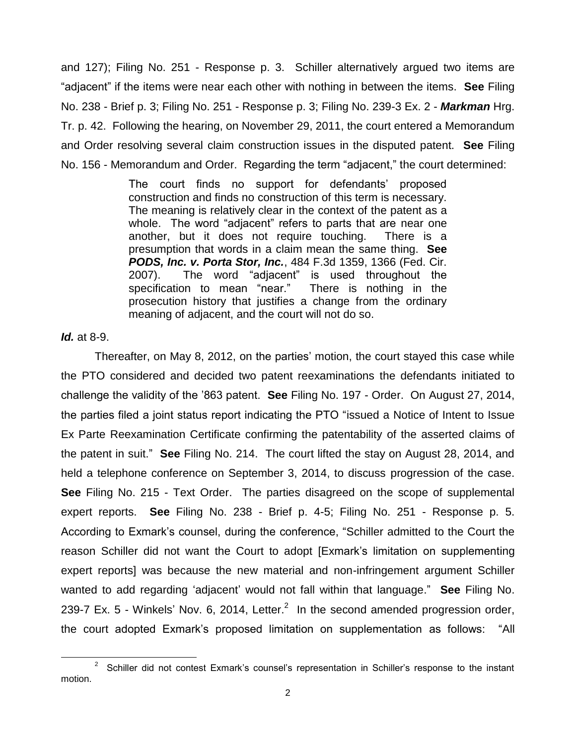and 127); Filing No. 251 - Response p. 3. Schiller alternatively argued two items are "adjacent" if the items were near each other with nothing in between the items. **See** Filing No. 238 - Brief p. 3; Filing No. 251 - Response p. 3; Filing No. 239-3 Ex. 2 - ***Markman*** Hrg. Tr. p. 42. Following the hearing, on November 29, 2011, the court entered a Memorandum and Order resolving several claim construction issues in the disputed patent. **See** Filing No. 156 - Memorandum and Order. Regarding the term "adjacent," the court determined:

> The court finds no support for defendants' proposed construction and finds no construction of this term is necessary. The meaning is relatively clear in the context of the patent as a whole. The word "adjacent" refers to parts that are near one another, but it does not require touching. There is a presumption that words in a claim mean the same thing. **See** ***PODS, Inc. v. Porta Stor, Inc.***, 484 F.3d 1359, 1366 (Fed. Cir. 2007). The word "adjacent" is used throughout the specification to mean "near." There is nothing in the prosecution history that justifies a change from the ordinary meaning of adjacent, and the court will not do so.

***Id.*** at 8-9.

Thereafter, on May 8, 2012, on the parties' motion, the court stayed this case while the PTO considered and decided two patent reexaminations the defendants initiated to challenge the validity of the '863 patent. **See** Filing No. 197 - Order. On August 27, 2014, the parties filed a joint status report indicating the PTO "issued a Notice of Intent to Issue Ex Parte Reexamination Certificate confirming the patentability of the asserted claims of the patent in suit." **See** Filing No. 214. The court lifted the stay on August 28, 2014, and held a telephone conference on September 3, 2014, to discuss progression of the case. **See** Filing No. 215 - Text Order. The parties disagreed on the scope of supplemental expert reports. **See** Filing No. 238 - Brief p. 4-5; Filing No. 251 - Response p. 5. According to Exmark's counsel, during the conference, "Schiller admitted to the Court the reason Schiller did not want the Court to adopt [Exmark's limitation on supplementing expert reports] was because the new material and non-infringement argument Schiller wanted to add regarding 'adjacent' would not fall within that language." **See** Filing No. 239-7 Ex. 5 - Winkels' Nov. 6, 2014, Letter.[2] In the second amended progression order, the court adopted Exmark's proposed limitation on supplementation as follows: "All

[2] Schiller did not contest Exmark's counsel's representation in Schiller's response to the instant motion.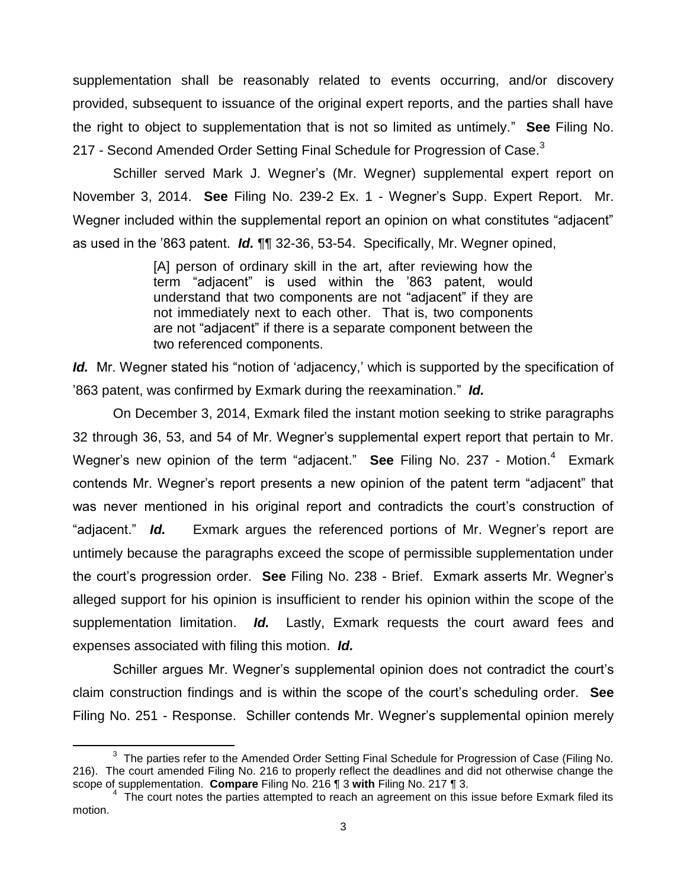supplementation shall be reasonably related to events occurring, and/or discovery provided, subsequent to issuance of the original expert reports, and the parties shall have the right to object to supplementation that is not so limited as untimely." **See** Filing No. 217 - Second Amended Order Setting Final Schedule for Progression of Case.[3]

Schiller served Mark J. Wegner's (Mr. Wegner) supplemental expert report on November 3, 2014. **See** Filing No. 239-2 Ex. 1 - Wegner's Supp. Expert Report. Mr. Wegner included within the supplemental report an opinion on what constitutes "adjacent" as used in the '863 patent. ***Id.*** ¶¶ 32-36, 53-54. Specifically, Mr. Wegner opined,

> [A] person of ordinary skill in the art, after reviewing how the term "adjacent" is used within the '863 patent, would understand that two components are not "adjacent" if they are not immediately next to each other. That is, two components are not "adjacent" if there is a separate component between the two referenced components.

***Id.*** Mr. Wegner stated his "notion of 'adjacency,' which is supported by the specification of '863 patent, was confirmed by Exmark during the reexamination." ***Id.***

On December 3, 2014, Exmark filed the instant motion seeking to strike paragraphs 32 through 36, 53, and 54 of Mr. Wegner's supplemental expert report that pertain to Mr. Wegner's new opinion of the term "adjacent." **See** Filing No. 237 - Motion.[4] Exmark contends Mr. Wegner's report presents a new opinion of the patent term "adjacent" that was never mentioned in his original report and contradicts the court's construction of "adjacent." ***Id.*** Exmark argues the referenced portions of Mr. Wegner's report are untimely because the paragraphs exceed the scope of permissible supplementation under the court's progression order. **See** Filing No. 238 - Brief. Exmark asserts Mr. Wegner's alleged support for his opinion is insufficient to render his opinion within the scope of the supplementation limitation. ***Id.*** Lastly, Exmark requests the court award fees and expenses associated with filing this motion. ***Id.***

Schiller argues Mr. Wegner's supplemental opinion does not contradict the court's claim construction findings and is within the scope of the court's scheduling order. **See** Filing No. 251 - Response. Schiller contends Mr. Wegner's supplemental opinion merely

---

[3] The parties refer to the Amended Order Setting Final Schedule for Progression of Case (Filing No. 216). The court amended Filing No. 216 to properly reflect the deadlines and did not otherwise change the scope of supplementation. **Compare** Filing No. 216 ¶ 3 **with** Filing No. 217 ¶ 3.

[4] The court notes the parties attempted to reach an agreement on this issue before Exmark filed its motion.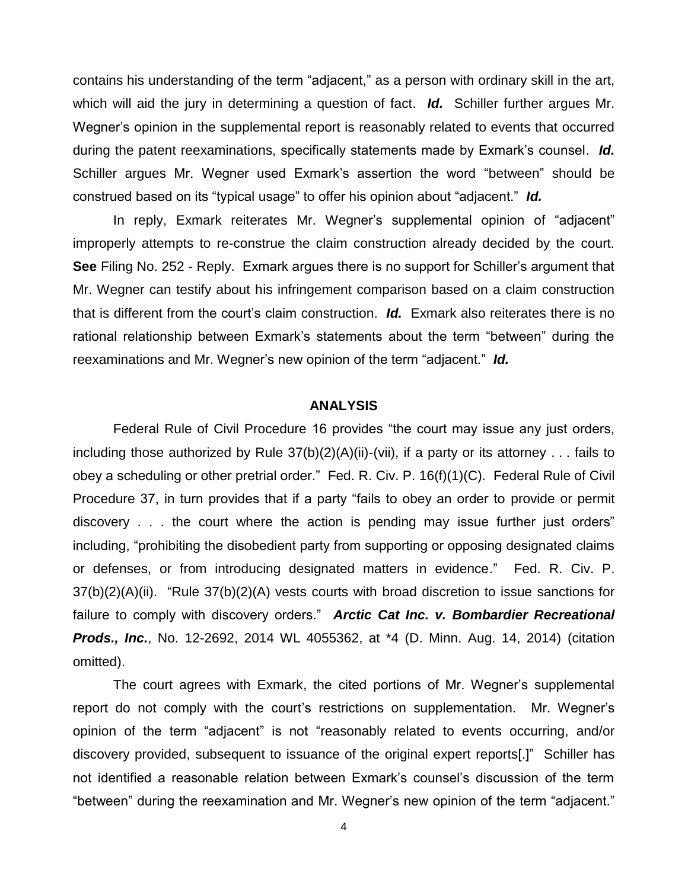contains his understanding of the term "adjacent," as a person with ordinary skill in the art, which will aid the jury in determining a question of fact. ***Id.*** Schiller further argues Mr. Wegner's opinion in the supplemental report is reasonably related to events that occurred during the patent reexaminations, specifically statements made by Exmark's counsel. ***Id.*** Schiller argues Mr. Wegner used Exmark's assertion the word "between" should be construed based on its "typical usage" to offer his opinion about "adjacent." ***Id.***

In reply, Exmark reiterates Mr. Wegner's supplemental opinion of "adjacent" improperly attempts to re-construe the claim construction already decided by the court. **See** Filing No. 252 - Reply. Exmark argues there is no support for Schiller's argument that Mr. Wegner can testify about his infringement comparison based on a claim construction that is different from the court's claim construction. ***Id.*** Exmark also reiterates there is no rational relationship between Exmark's statements about the term "between" during the reexaminations and Mr. Wegner's new opinion of the term "adjacent." ***Id.***

## ANALYSIS

Federal Rule of Civil Procedure 16 provides "the court may issue any just orders, including those authorized by Rule 37(b)(2)(A)(ii)-(vii), if a party or its attorney . . . fails to obey a scheduling or other pretrial order." Fed. R. Civ. P. 16(f)(1)(C). Federal Rule of Civil Procedure 37, in turn provides that if a party "fails to obey an order to provide or permit discovery . . . the court where the action is pending may issue further just orders" including, "prohibiting the disobedient party from supporting or opposing designated claims or defenses, or from introducing designated matters in evidence." Fed. R. Civ. P. 37(b)(2)(A)(ii). "Rule 37(b)(2)(A) vests courts with broad discretion to issue sanctions for failure to comply with discovery orders." ***Arctic Cat Inc. v. Bombardier Recreational Prods., Inc.***, No. 12-2692, 2014 WL 4055362, at *4 (D. Minn. Aug. 14, 2014) (citation omitted).

The court agrees with Exmark, the cited portions of Mr. Wegner's supplemental report do not comply with the court's restrictions on supplementation. Mr. Wegner's opinion of the term "adjacent" is not "reasonably related to events occurring, and/or discovery provided, subsequent to issuance of the original expert reports[.]" Schiller has not identified a reasonable relation between Exmark's counsel's discussion of the term "between" during the reexamination and Mr. Wegner's new opinion of the term "adjacent."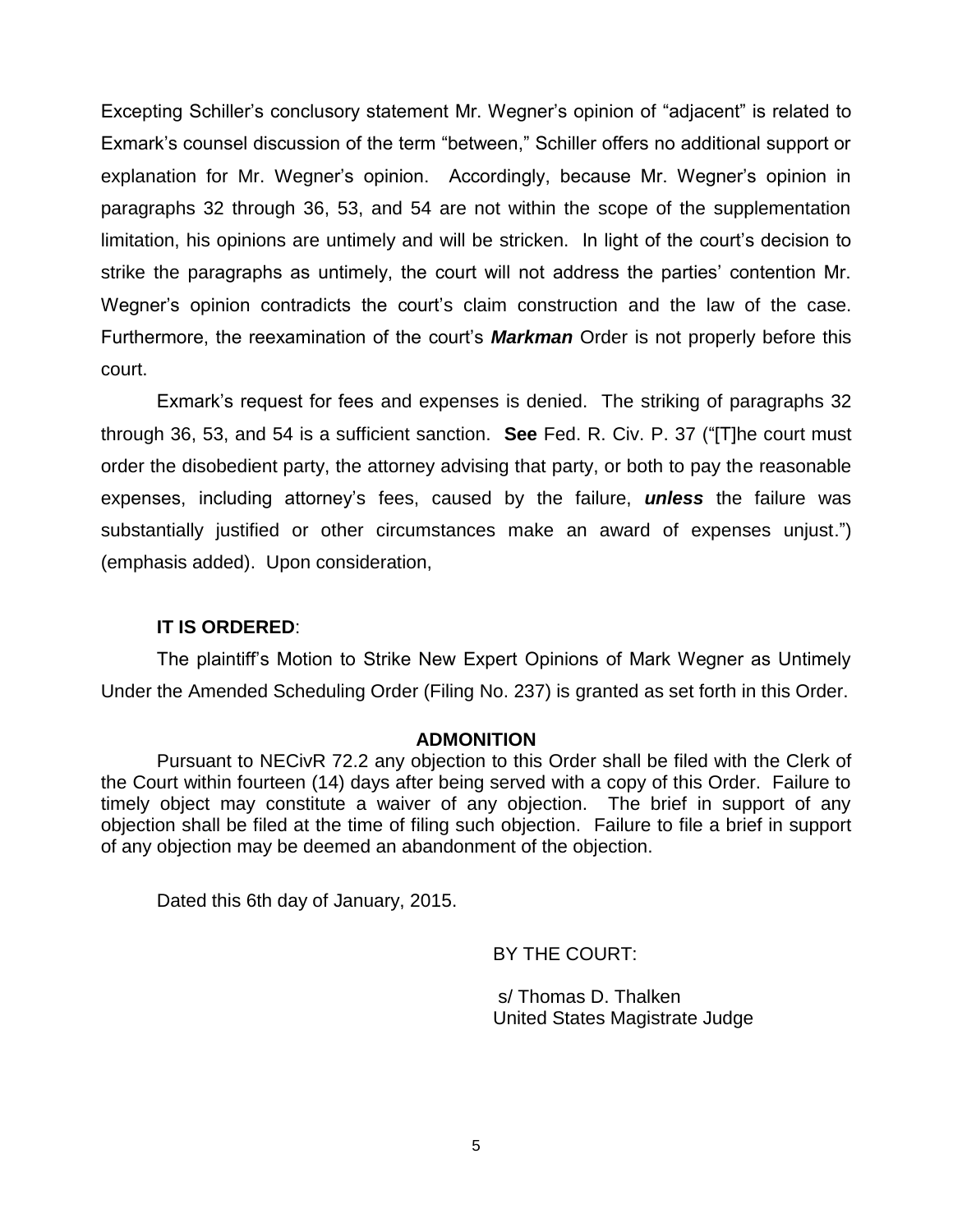Excepting Schiller's conclusory statement Mr. Wegner's opinion of "adjacent" is related to Exmark's counsel discussion of the term "between," Schiller offers no additional support or explanation for Mr. Wegner's opinion. Accordingly, because Mr. Wegner's opinion in paragraphs 32 through 36, 53, and 54 are not within the scope of the supplementation limitation, his opinions are untimely and will be stricken. In light of the court's decision to strike the paragraphs as untimely, the court will not address the parties' contention Mr. Wegner's opinion contradicts the court's claim construction and the law of the case. Furthermore, the reexamination of the court's ***Markman*** Order is not properly before this court.

Exmark's request for fees and expenses is denied. The striking of paragraphs 32 through 36, 53, and 54 is a sufficient sanction. **See** Fed. R. Civ. P. 37 ("[T]he court must order the disobedient party, the attorney advising that party, or both to pay the reasonable expenses, including attorney's fees, caused by the failure, ***unless*** the failure was substantially justified or other circumstances make an award of expenses unjust.") (emphasis added). Upon consideration,

**IT IS ORDERED**:

The plaintiff's Motion to Strike New Expert Opinions of Mark Wegner as Untimely Under the Amended Scheduling Order (Filing No. 237) is granted as set forth in this Order.

**ADMONITION**

Pursuant to NECivR 72.2 any objection to this Order shall be filed with the Clerk of the Court within fourteen (14) days after being served with a copy of this Order. Failure to timely object may constitute a waiver of any objection. The brief in support of any objection shall be filed at the time of filing such objection. Failure to file a brief in support of any objection may be deemed an abandonment of the objection.

Dated this 6th day of January, 2015.

BY THE COURT:

s/ Thomas D. Thalken
United States Magistrate Judge